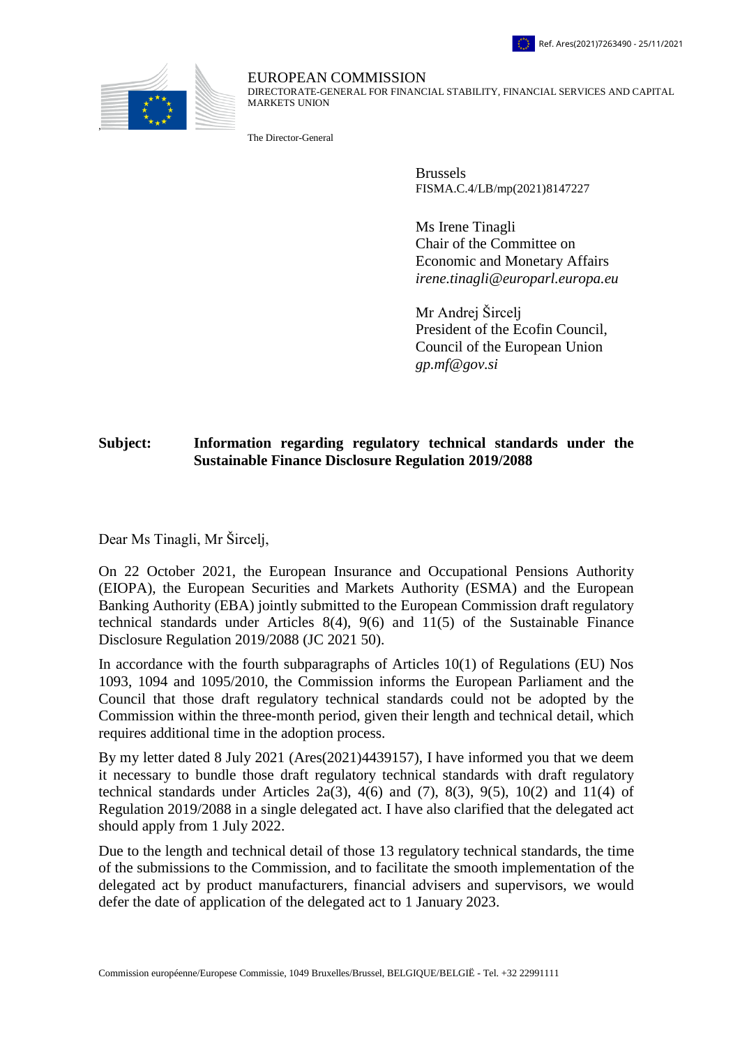Ref. Ares(2021)7263490 - 25/11/2021

EUROPEAN COMMISSION
DIRECTORATE-GENERAL FOR FINANCIAL STABILITY, FINANCIAL SERVICES AND CAPITAL MARKETS UNION

The Director-General

Brussels
FISMA.C.4/LB/mp(2021)8147227

Ms Irene Tinagli
Chair of the Committee on
Economic and Monetary Affairs
*irene.tinagli@europarl.europa.eu*

Mr Andrej Šircelj
President of the Ecofin Council,
Council of the European Union
*gp.mf@gov.si*

**Subject: Information regarding regulatory technical standards under the Sustainable Finance Disclosure Regulation 2019/2088**

Dear Ms Tinagli, Mr Šircelj,

On 22 October 2021, the European Insurance and Occupational Pensions Authority (EIOPA), the European Securities and Markets Authority (ESMA) and the European Banking Authority (EBA) jointly submitted to the European Commission draft regulatory technical standards under Articles 8(4), 9(6) and 11(5) of the Sustainable Finance Disclosure Regulation 2019/2088 (JC 2021 50).

In accordance with the fourth subparagraphs of Articles 10(1) of Regulations (EU) Nos 1093, 1094 and 1095/2010, the Commission informs the European Parliament and the Council that those draft regulatory technical standards could not be adopted by the Commission within the three-month period, given their length and technical detail, which requires additional time in the adoption process.

By my letter dated 8 July 2021 (Ares(2021)4439157), I have informed you that we deem it necessary to bundle those draft regulatory technical standards with draft regulatory technical standards under Articles 2a(3), 4(6) and (7), 8(3), 9(5), 10(2) and 11(4) of Regulation 2019/2088 in a single delegated act. I have also clarified that the delegated act should apply from 1 July 2022.

Due to the length and technical detail of those 13 regulatory technical standards, the time of the submissions to the Commission, and to facilitate the smooth implementation of the delegated act by product manufacturers, financial advisers and supervisors, we would defer the date of application of the delegated act to 1 January 2023.

Commission européenne/Europese Commissie, 1049 Bruxelles/Brussel, BELGIQUE/BELGIË - Tel. +32 22991111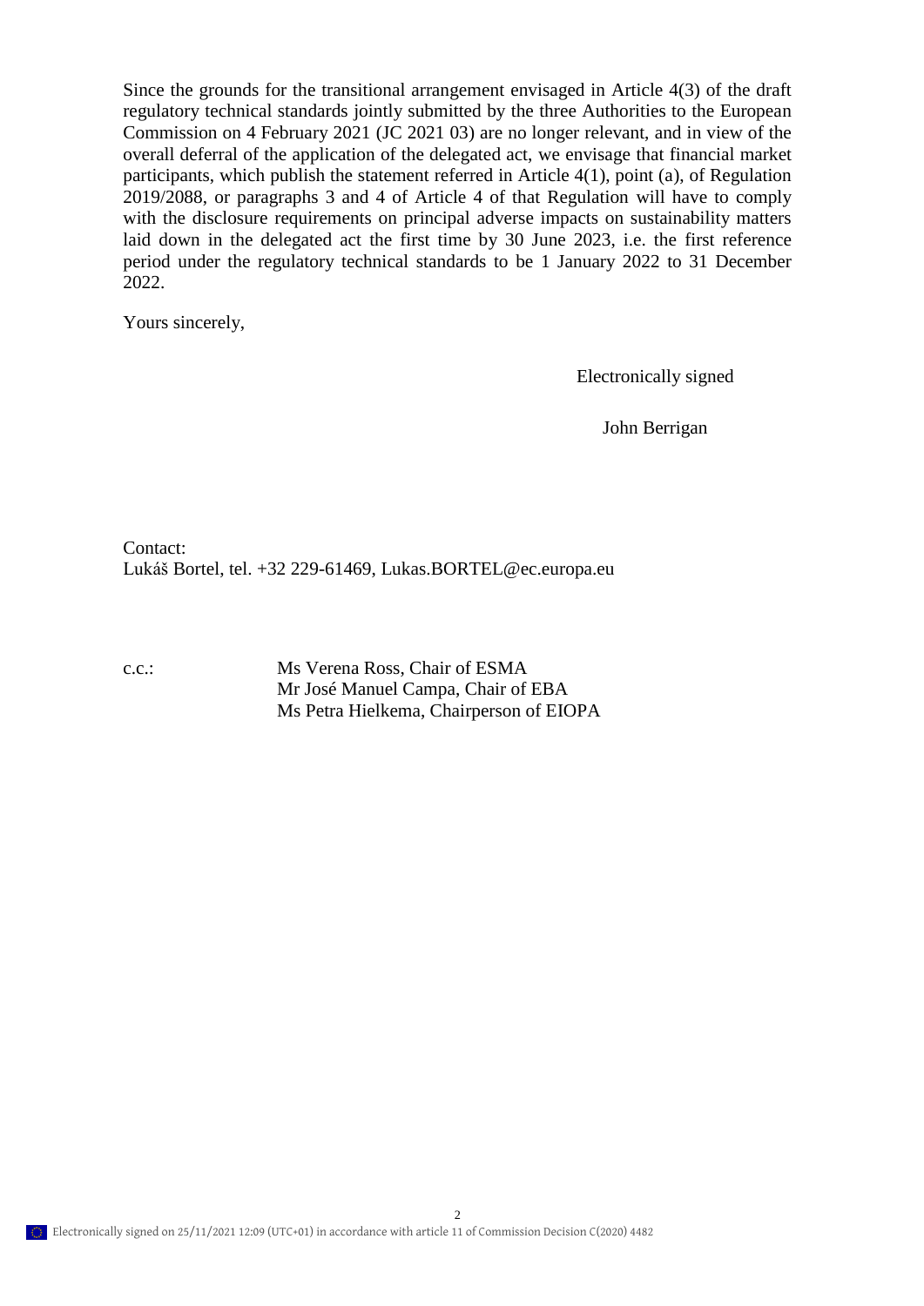Since the grounds for the transitional arrangement envisaged in Article 4(3) of the draft regulatory technical standards jointly submitted by the three Authorities to the European Commission on 4 February 2021 (JC 2021 03) are no longer relevant, and in view of the overall deferral of the application of the delegated act, we envisage that financial market participants, which publish the statement referred in Article 4(1), point (a), of Regulation 2019/2088, or paragraphs 3 and 4 of Article 4 of that Regulation will have to comply with the disclosure requirements on principal adverse impacts on sustainability matters laid down in the delegated act the first time by 30 June 2023, i.e. the first reference period under the regulatory technical standards to be 1 January 2022 to 31 December 2022.

Yours sincerely,

Electronically signed

John Berrigan

Contact:
Lukáš Bortel, tel. +32 229-61469, Lukas.BORTEL@ec.europa.eu

c.c.: Ms Verena Ross, Chair of ESMA
Mr José Manuel Campa, Chair of EBA
Ms Petra Hielkema, Chairperson of EIOPA

Electronically signed on 25/11/2021 12:09 (UTC+01) in accordance with article 11 of Commission Decision C(2020) 4482